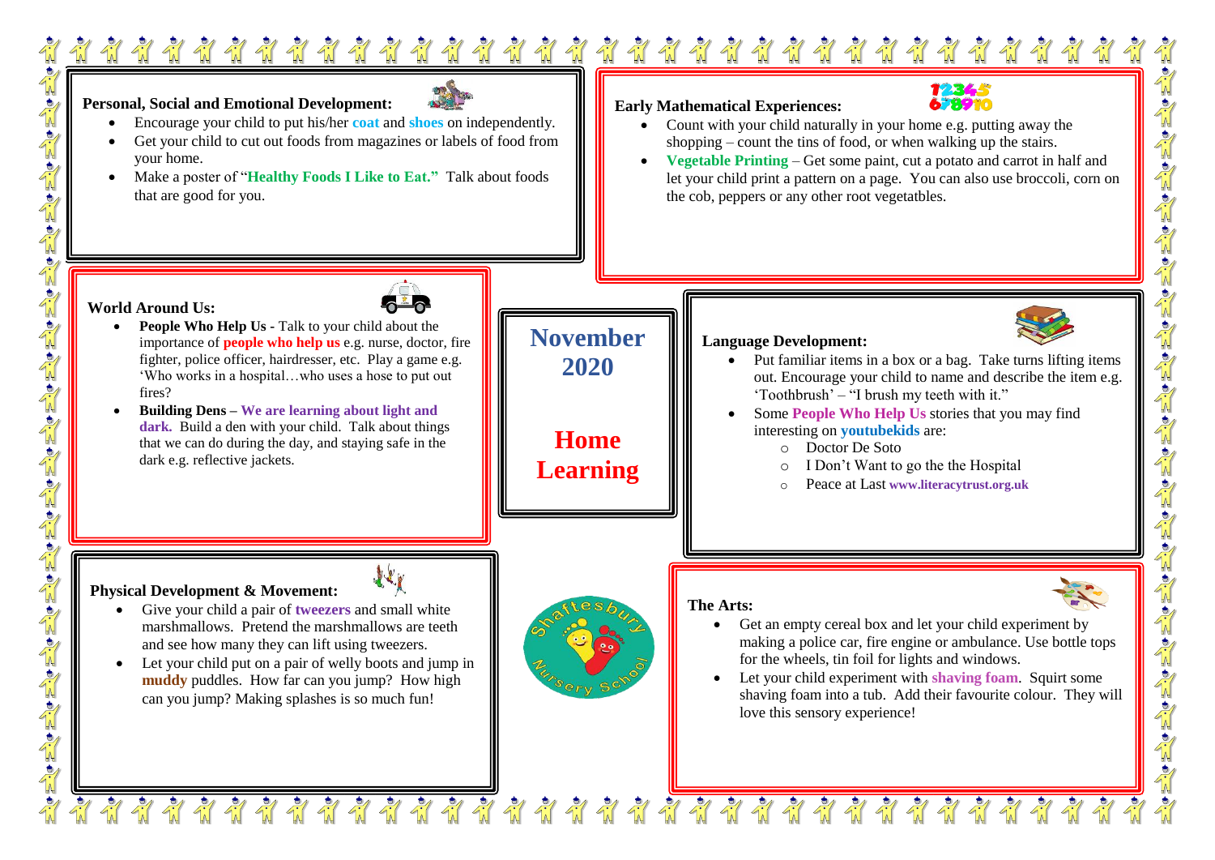# November 2020

# Home Learning

## Personal, Social and Emotional Development:

- Encourage your child to put his/her **coat** and **shoes** on independently.
- Get your child to cut out foods from magazines or labels of food from your home.
- Make a poster of "**Healthy Foods I Like to Eat.**" Talk about foods that are good for you.

## Early Mathematical Experiences:

- Count with your child naturally in your home e.g. putting away the shopping – count the tins of food, or when walking up the stairs.
- **Vegetable Printing** – Get some paint, cut a potato and carrot in half and let your child print a pattern on a page. You can also use broccoli, corn on the cob, peppers or any other root vegetatbles.

## World Around Us:

- **People Who Help Us** - Talk to your child about the importance of **people who help us** e.g. nurse, doctor, fire fighter, police officer, hairdresser, etc. Play a game e.g. 'Who works in a hospital…who uses a hose to put out fires?
- **Building Dens – We are learning about light and dark.** Build a den with your child. Talk about things that we can do during the day, and staying safe in the dark e.g. reflective jackets.

## Language Development:

- Put familiar items in a box or a bag. Take turns lifting items out. Encourage your child to name and describe the item e.g. 'Toothbrush' – "I brush my teeth with it."
- Some **People Who Help Us** stories that you may find interesting on **youtubekids** are:
  - Doctor De Soto
  - I Don't Want to go the the Hospital
  - Peace at Last **www.literacytrust.org.uk**

## Physical Development & Movement:

- Give your child a pair of **tweezers** and small white marshmallows. Pretend the marshmallows are teeth and see how many they can lift using tweezers.
- Let your child put on a pair of welly boots and jump in **muddy** puddles. How far can you jump? How high can you jump? Making splashes is so much fun!

Shaftesbury Nursery School

## The Arts:

- Get an empty cereal box and let your child experiment by making a police car, fire engine or ambulance. Use bottle tops for the wheels, tin foil for lights and windows.
- Let your child experiment with **shaving foam**. Squirt some shaving foam into a tub. Add their favourite colour. They will love this sensory experience!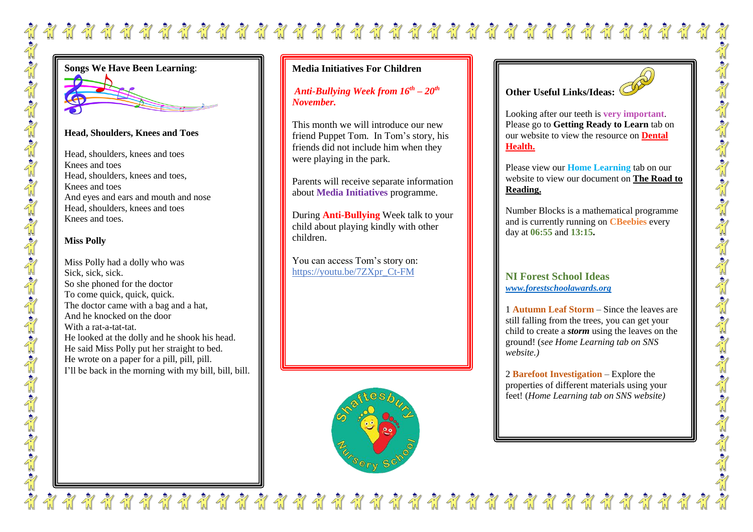## Songs We Have Been Learning:

### Head, Shoulders, Knees and Toes

Head, shoulders, knees and toes  
Knees and toes  
Head, shoulders, knees and toes,  
Knees and toes  
And eyes and ears and mouth and nose  
Head, shoulders, knees and toes  
Knees and toes.

### Miss Polly

Miss Polly had a dolly who was  
Sick, sick, sick.  
So she phoned for the doctor  
To come quick, quick, quick.  
The doctor came with a bag and a hat,  
And he knocked on the door  
With a rat-a-tat-tat.  
He looked at the dolly and he shook his head.  
He said Miss Polly put her straight to bed.  
He wrote on a paper for a pill, pill, pill.  
I'll be back in the morning with my bill, bill, bill.

## Media Initiatives For Children

***Anti-Bullying Week from 16th – 20th November.***

This month we will introduce our new friend Puppet Tom. In Tom's story, his friends did not include him when they were playing in the park.

Parents will receive separate information about **Media Initiatives** programme.

During **Anti-Bullying** Week talk to your child about playing kindly with other children.

You can access Tom's story on:  
https://youtu.be/7ZXpr_Ct-FM

Shaftesbury Nursery School

## Other Useful Links/Ideas:

Looking after our teeth is **very important**. Please go to **Getting Ready to Learn** tab on our website to view the resource on **Dental Health.**

Please view our **Home Learning** tab on our website to view our document on **The Road to Reading.**

Number Blocks is a mathematical programme and is currently running on **CBeebies** every day at **06:55** and **13:15.**

### NI Forest School Ideas

***www.forestschoolawards.org***

1 **Autumn Leaf Storm** – Since the leaves are still falling from the trees, you can get your child to create a ***storm*** using the leaves on the ground! (*see Home Learning tab on SNS website.)*

2 **Barefoot Investigation** – Explore the properties of different materials using your feet! (*Home Learning tab on SNS website)*